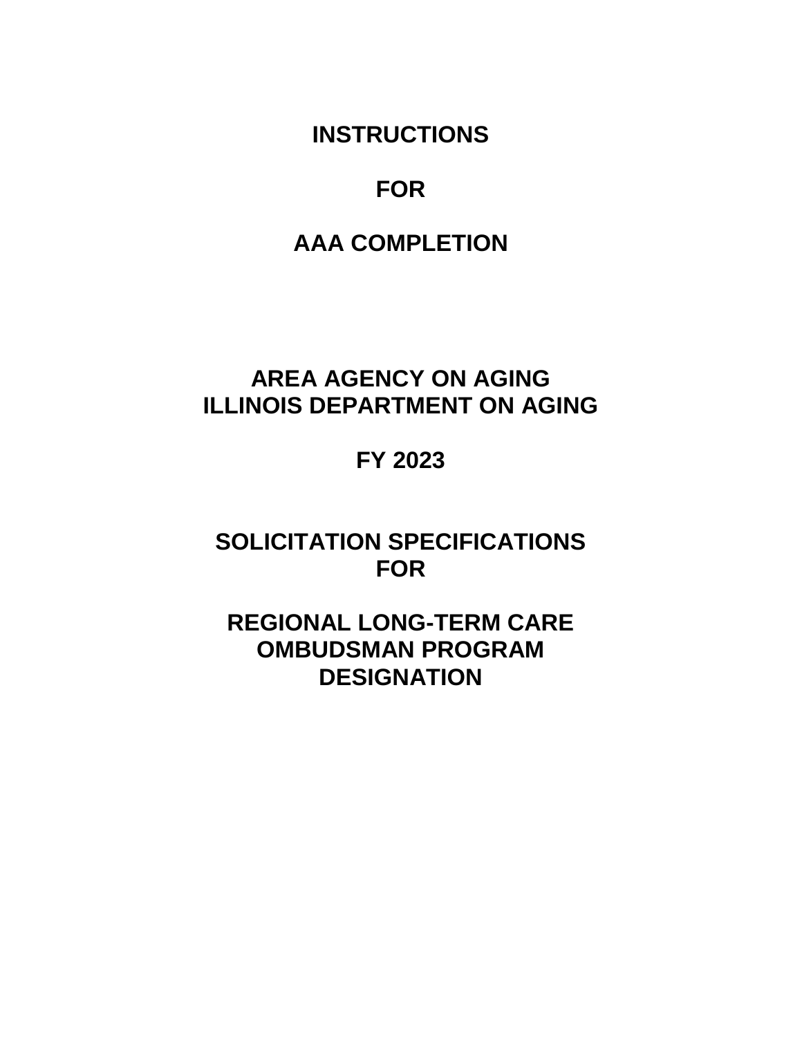# INSTRUCTIONS

# FOR

# AAA COMPLETION

# AREA AGENCY ON AGING
# ILLINOIS DEPARTMENT ON AGING

# FY 2023

# SOLICITATION SPECIFICATIONS
# FOR

# REGIONAL LONG-TERM CARE
# OMBUDSMAN PROGRAM
# DESIGNATION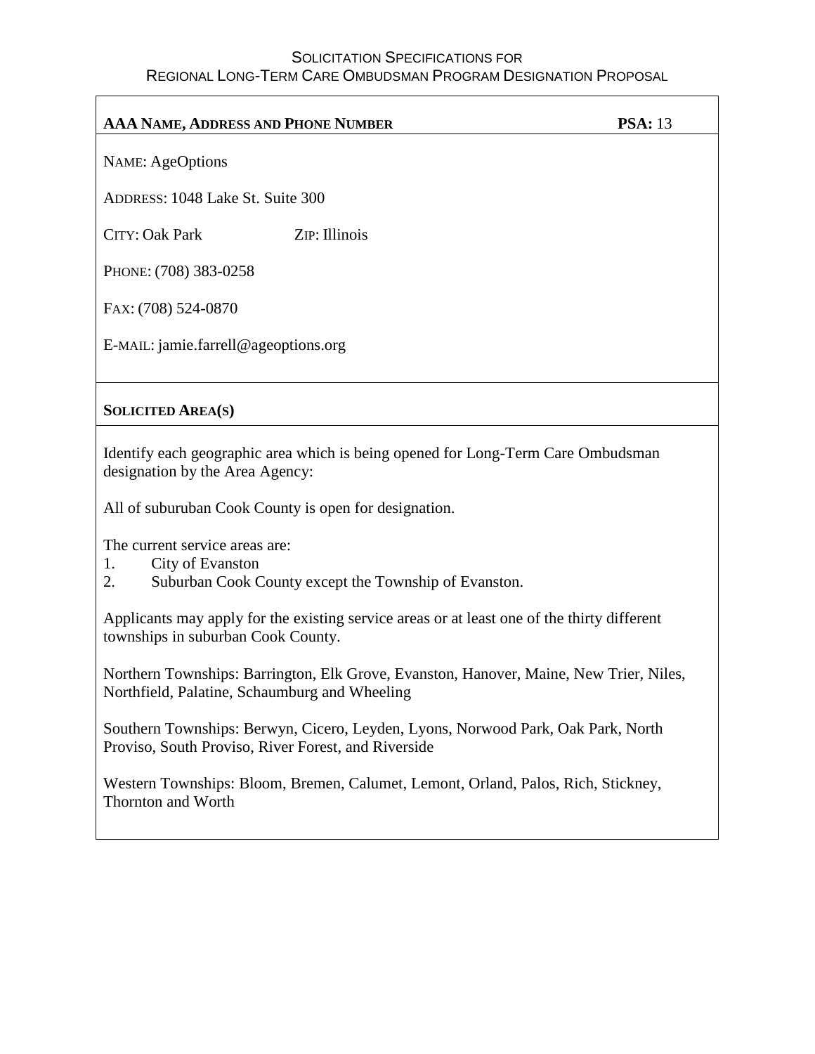SOLICITATION SPECIFICATIONS FOR
REGIONAL LONG-TERM CARE OMBUDSMAN PROGRAM DESIGNATION PROPOSAL

**AAA NAME, ADDRESS AND PHONE NUMBER** **PSA:** 13

NAME: AgeOptions

ADDRESS: 1048 Lake St. Suite 300

CITY: Oak Park ZIP: Illinois

PHONE: (708) 383-0258

FAX: (708) 524-0870

E-MAIL: jamie.farrell@ageoptions.org

**SOLICITED AREA(S)**

Identify each geographic area which is being opened for Long-Term Care Ombudsman designation by the Area Agency:

All of suburuban Cook County is open for designation.

The current service areas are:
1. City of Evanston
2. Suburban Cook County except the Township of Evanston.

Applicants may apply for the existing service areas or at least one of the thirty different townships in suburban Cook County.

Northern Townships: Barrington, Elk Grove, Evanston, Hanover, Maine, New Trier, Niles, Northfield, Palatine, Schaumburg and Wheeling

Southern Townships: Berwyn, Cicero, Leyden, Lyons, Norwood Park, Oak Park, North Proviso, South Proviso, River Forest, and Riverside

Western Townships: Bloom, Bremen, Calumet, Lemont, Orland, Palos, Rich, Stickney, Thornton and Worth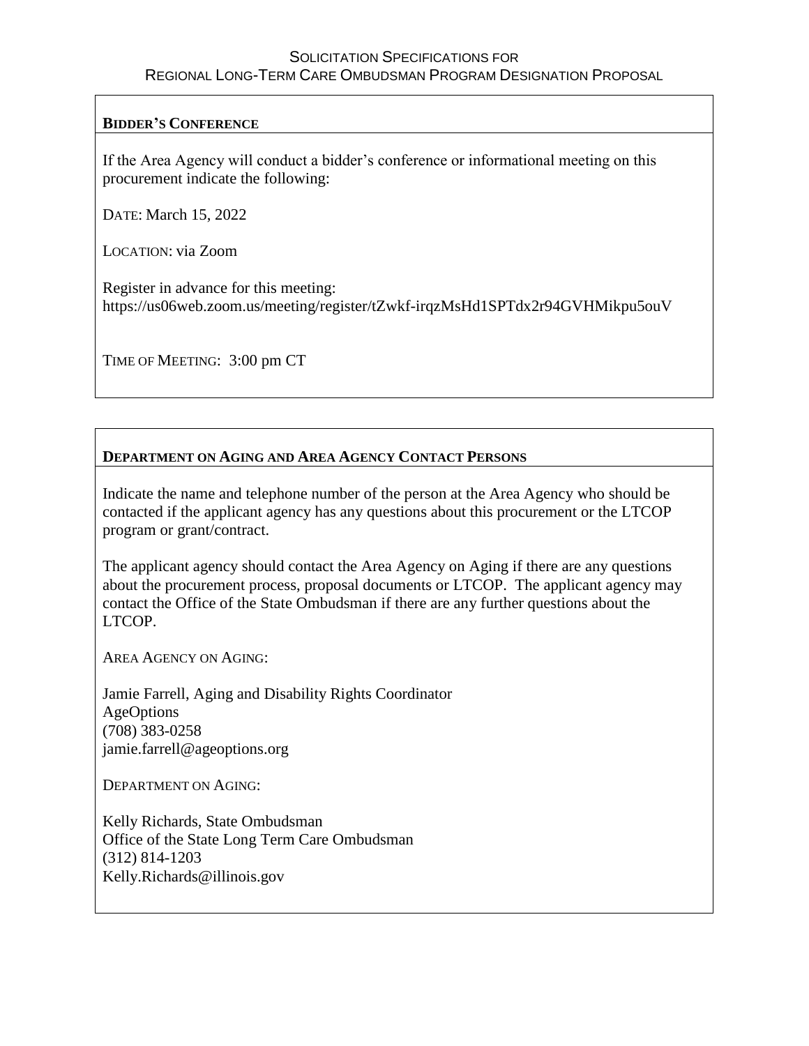## Bidder's Conference

If the Area Agency will conduct a bidder's conference or informational meeting on this procurement indicate the following:

DATE: March 15, 2022

LOCATION: via Zoom

Register in advance for this meeting:
https://us06web.zoom.us/meeting/register/tZwkf-irqzMsHd1SPTdx2r94GVHMikpu5ouV

TIME OF MEETING: 3:00 pm CT

## Department on Aging and Area Agency Contact Persons

Indicate the name and telephone number of the person at the Area Agency who should be contacted if the applicant agency has any questions about this procurement or the LTCOP program or grant/contract.

The applicant agency should contact the Area Agency on Aging if there are any questions about the procurement process, proposal documents or LTCOP. The applicant agency may contact the Office of the State Ombudsman if there are any further questions about the LTCOP.

AREA AGENCY ON AGING:

Jamie Farrell, Aging and Disability Rights Coordinator
AgeOptions
(708) 383-0258
jamie.farrell@ageoptions.org

DEPARTMENT ON AGING:

Kelly Richards, State Ombudsman
Office of the State Long Term Care Ombudsman
(312) 814-1203
Kelly.Richards@illinois.gov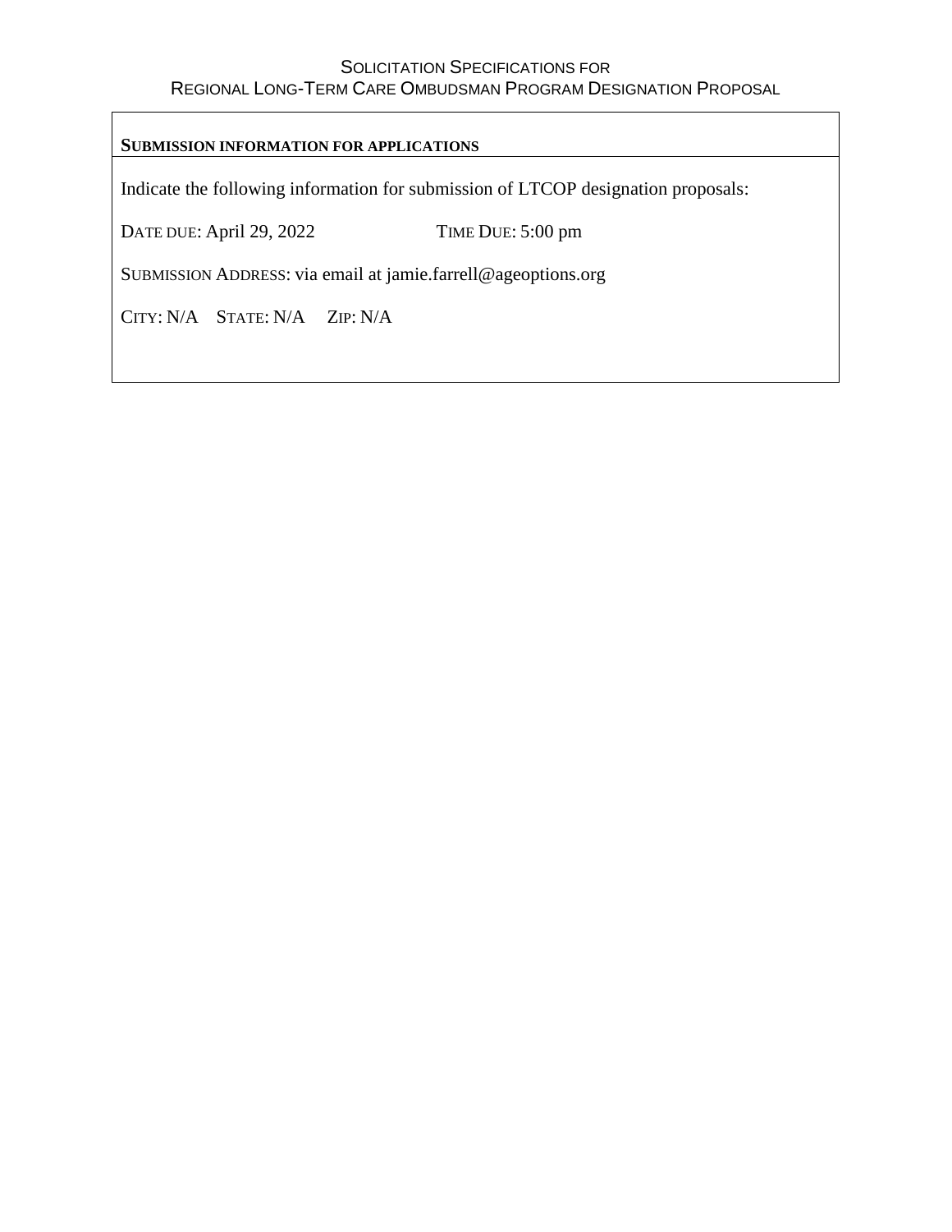# Solicitation Specifications for Regional Long-Term Care Ombudsman Program Designation Proposal

**SUBMISSION INFORMATION FOR APPLICATIONS**

Indicate the following information for submission of LTCOP designation proposals:

DATE DUE: April 29, 2022 TIME DUE: 5:00 pm

SUBMISSION ADDRESS: via email at jamie.farrell@ageoptions.org

CITY: N/A STATE: N/A ZIP: N/A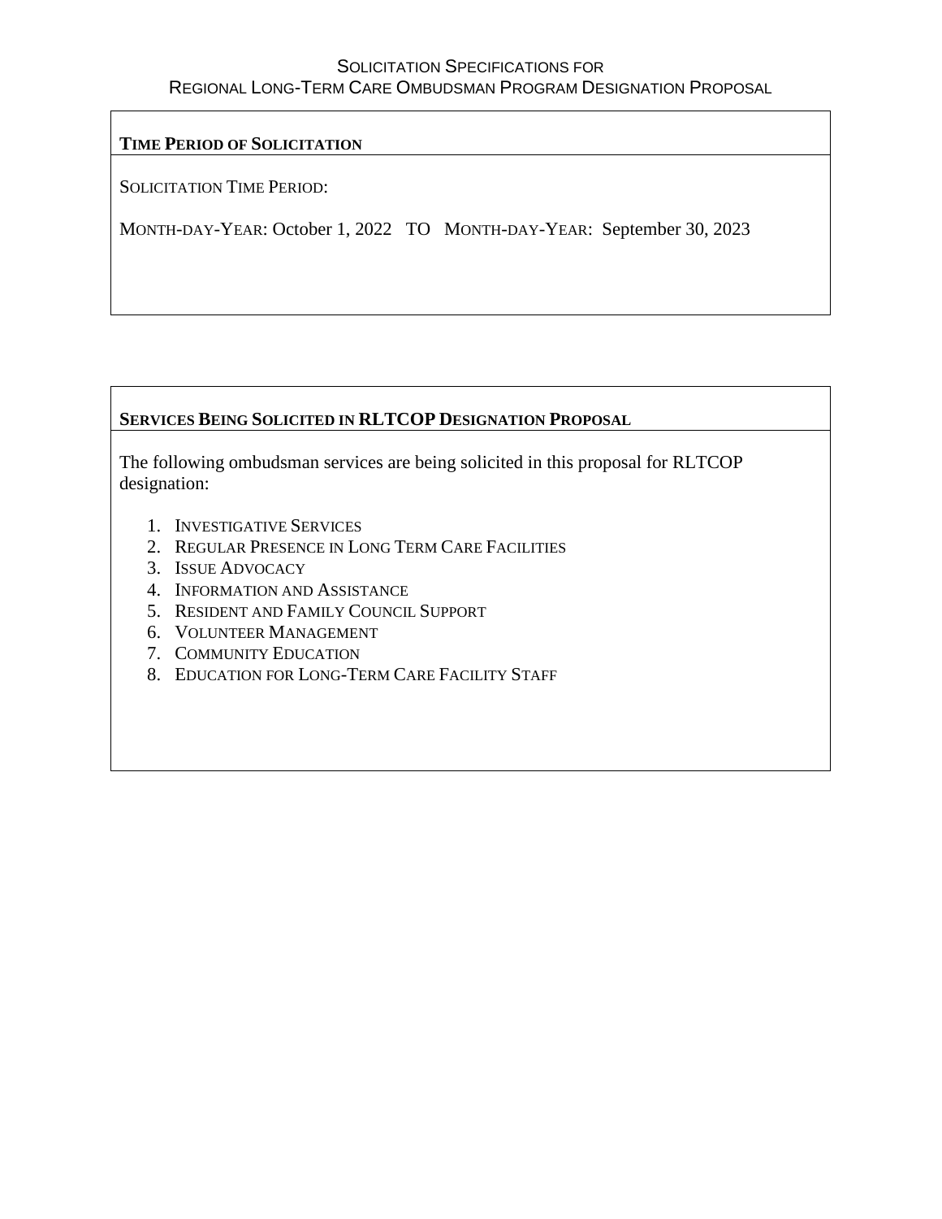# SOLICITATION SPECIFICATIONS FOR REGIONAL LONG-TERM CARE OMBUDSMAN PROGRAM DESIGNATION PROPOSAL

## TIME PERIOD OF SOLICITATION

SOLICITATION TIME PERIOD:

MONTH-DAY-YEAR: October 1, 2022 TO MONTH-DAY-YEAR: September 30, 2023

## SERVICES BEING SOLICITED IN RLTCOP DESIGNATION PROPOSAL

The following ombudsman services are being solicited in this proposal for RLTCOP designation:

1. INVESTIGATIVE SERVICES
2. REGULAR PRESENCE IN LONG TERM CARE FACILITIES
3. ISSUE ADVOCACY
4. INFORMATION AND ASSISTANCE
5. RESIDENT AND FAMILY COUNCIL SUPPORT
6. VOLUNTEER MANAGEMENT
7. COMMUNITY EDUCATION
8. EDUCATION FOR LONG-TERM CARE FACILITY STAFF